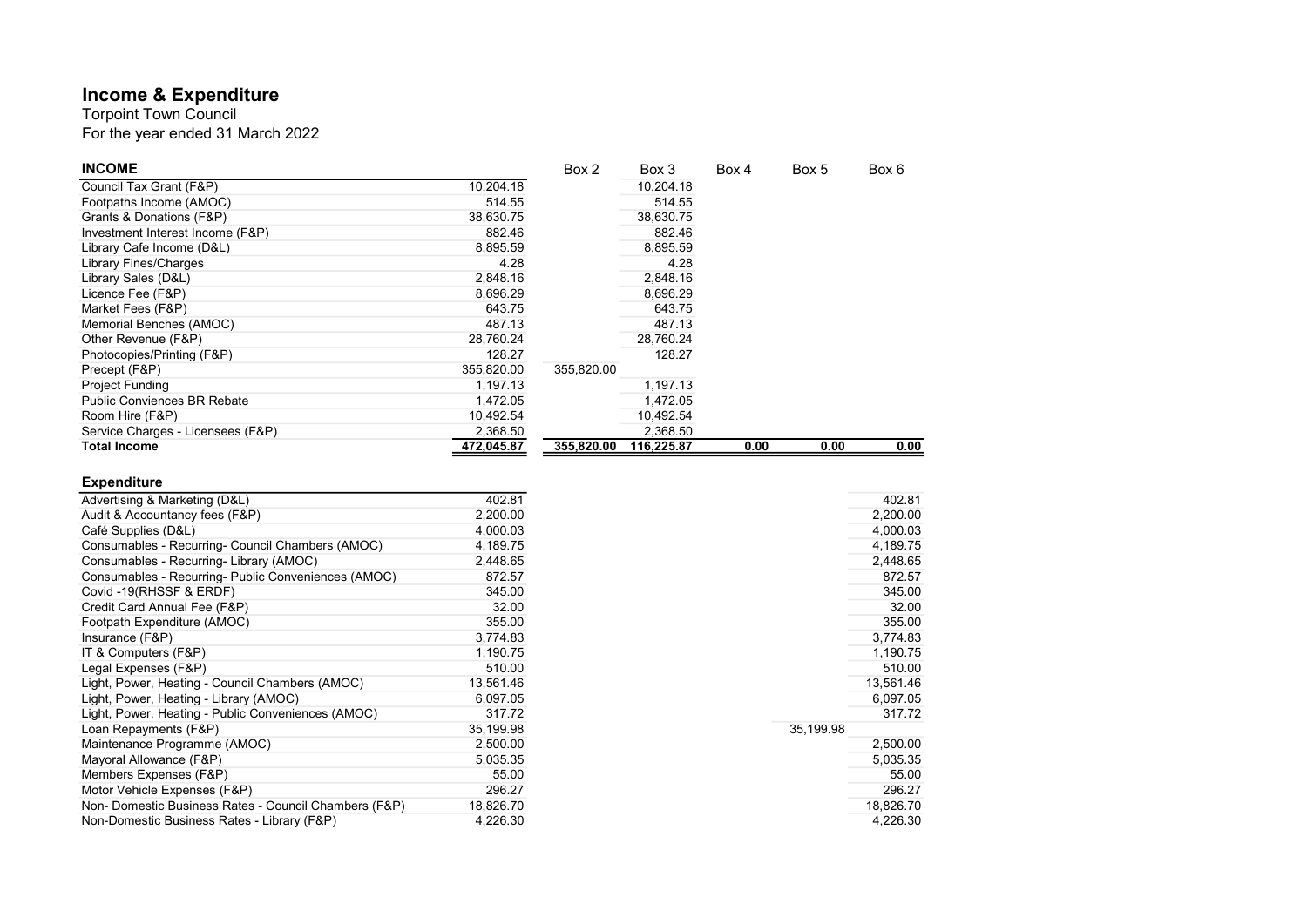# Income & Expenditure

Torpoint Town Council
For the year ended 31 March 2022

| INCOME | | Box 2 | Box 3 | Box 4 | Box 5 | Box 6 |
|---|---|---|---|---|---|---|
| Council Tax Grant (F&P) | 10,204.18 | | 10,204.18 | | | |
| Footpaths Income (AMOC) | 514.55 | | 514.55 | | | |
| Grants & Donations (F&P) | 38,630.75 | | 38,630.75 | | | |
| Investment Interest Income (F&P) | 882.46 | | 882.46 | | | |
| Library Cafe Income (D&L) | 8,895.59 | | 8,895.59 | | | |
| Library Fines/Charges | 4.28 | | 4.28 | | | |
| Library Sales (D&L) | 2,848.16 | | 2,848.16 | | | |
| Licence Fee (F&P) | 8,696.29 | | 8,696.29 | | | |
| Market Fees (F&P) | 643.75 | | 643.75 | | | |
| Memorial Benches (AMOC) | 487.13 | | 487.13 | | | |
| Other Revenue (F&P) | 28,760.24 | | 28,760.24 | | | |
| Photocopies/Printing (F&P) | 128.27 | | 128.27 | | | |
| Precept (F&P) | 355,820.00 | 355,820.00 | | | | |
| Project Funding | 1,197.13 | | 1,197.13 | | | |
| Public Conviences BR Rebate | 1,472.05 | | 1,472.05 | | | |
| Room Hire (F&P) | 10,492.54 | | 10,492.54 | | | |
| Service Charges - Licensees (F&P) | 2,368.50 | | 2,368.50 | | | |
| **Total Income** | **472,045.87** | **355,820.00** | **116,225.87** | **0.00** | **0.00** | **0.00** |

| Expenditure | | Box 2 | Box 3 | Box 4 | Box 5 | Box 6 |
|---|---|---|---|---|---|---|
| Advertising & Marketing (D&L) | 402.81 | | | | | 402.81 |
| Audit & Accountancy fees (F&P) | 2,200.00 | | | | | 2,200.00 |
| Café Supplies (D&L) | 4,000.03 | | | | | 4,000.03 |
| Consumables - Recurring- Council Chambers (AMOC) | 4,189.75 | | | | | 4,189.75 |
| Consumables - Recurring- Library (AMOC) | 2,448.65 | | | | | 2,448.65 |
| Consumables - Recurring- Public Conveniences (AMOC) | 872.57 | | | | | 872.57 |
| Covid -19(RHSSF & ERDF) | 345.00 | | | | | 345.00 |
| Credit Card Annual Fee (F&P) | 32.00 | | | | | 32.00 |
| Footpath Expenditure (AMOC) | 355.00 | | | | | 355.00 |
| Insurance (F&P) | 3,774.83 | | | | | 3,774.83 |
| IT & Computers (F&P) | 1,190.75 | | | | | 1,190.75 |
| Legal Expenses (F&P) | 510.00 | | | | | 510.00 |
| Light, Power, Heating - Council Chambers (AMOC) | 13,561.46 | | | | | 13,561.46 |
| Light, Power, Heating - Library (AMOC) | 6,097.05 | | | | | 6,097.05 |
| Light, Power, Heating - Public Conveniences (AMOC) | 317.72 | | | | | 317.72 |
| Loan Repayments (F&P) | 35,199.98 | | | | 35,199.98 | |
| Maintenance Programme (AMOC) | 2,500.00 | | | | | 2,500.00 |
| Mayoral Allowance (F&P) | 5,035.35 | | | | | 5,035.35 |
| Members Expenses (F&P) | 55.00 | | | | | 55.00 |
| Motor Vehicle Expenses (F&P) | 296.27 | | | | | 296.27 |
| Non- Domestic Business Rates - Council Chambers (F&P) | 18,826.70 | | | | | 18,826.70 |
| Non-Domestic Business Rates - Library (F&P) | 4,226.30 | | | | | 4,226.30 |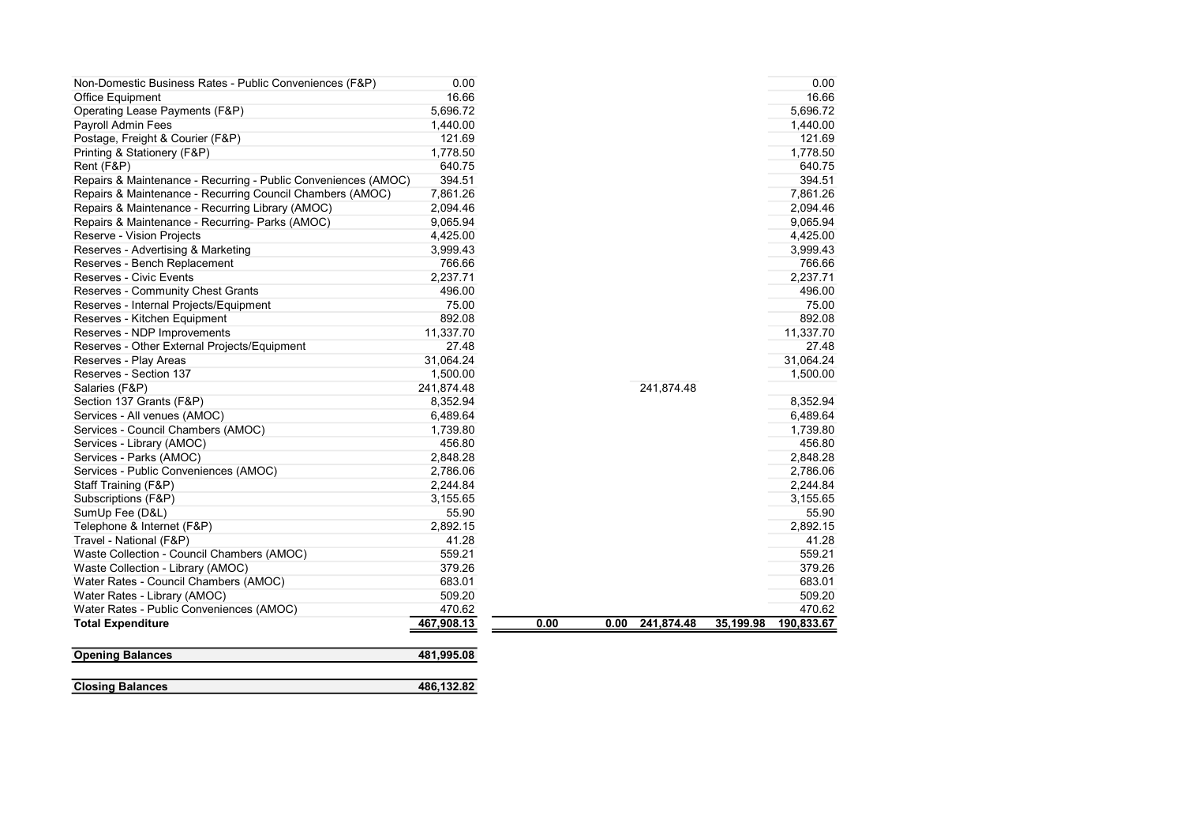| | | | | | | |
|---|---|---|---|---|---|---|
| Non-Domestic Business Rates - Public Conveniences (F&P) | 0.00 | | | | | 0.00 |
| Office Equipment | 16.66 | | | | | 16.66 |
| Operating Lease Payments (F&P) | 5,696.72 | | | | | 5,696.72 |
| Payroll Admin Fees | 1,440.00 | | | | | 1,440.00 |
| Postage, Freight & Courier (F&P) | 121.69 | | | | | 121.69 |
| Printing & Stationery (F&P) | 1,778.50 | | | | | 1,778.50 |
| Rent (F&P) | 640.75 | | | | | 640.75 |
| Repairs & Maintenance - Recurring - Public Conveniences (AMOC) | 394.51 | | | | | 394.51 |
| Repairs & Maintenance - Recurring Council Chambers (AMOC) | 7,861.26 | | | | | 7,861.26 |
| Repairs & Maintenance - Recurring Library (AMOC) | 2,094.46 | | | | | 2,094.46 |
| Repairs & Maintenance - Recurring- Parks (AMOC) | 9,065.94 | | | | | 9,065.94 |
| Reserve - Vision Projects | 4,425.00 | | | | | 4,425.00 |
| Reserves - Advertising & Marketing | 3,999.43 | | | | | 3,999.43 |
| Reserves - Bench Replacement | 766.66 | | | | | 766.66 |
| Reserves - Civic Events | 2,237.71 | | | | | 2,237.71 |
| Reserves - Community Chest Grants | 496.00 | | | | | 496.00 |
| Reserves - Internal Projects/Equipment | 75.00 | | | | | 75.00 |
| Reserves - Kitchen Equipment | 892.08 | | | | | 892.08 |
| Reserves - NDP Improvements | 11,337.70 | | | | | 11,337.70 |
| Reserves - Other External Projects/Equipment | 27.48 | | | | | 27.48 |
| Reserves - Play Areas | 31,064.24 | | | | | 31,064.24 |
| Reserves - Section 137 | 1,500.00 | | | | | 1,500.00 |
| Salaries (F&P) | 241,874.48 | | | 241,874.48 | | |
| Section 137 Grants (F&P) | 8,352.94 | | | | | 8,352.94 |
| Services - All venues (AMOC) | 6,489.64 | | | | | 6,489.64 |
| Services - Council Chambers (AMOC) | 1,739.80 | | | | | 1,739.80 |
| Services - Library (AMOC) | 456.80 | | | | | 456.80 |
| Services - Parks (AMOC) | 2,848.28 | | | | | 2,848.28 |
| Services - Public Conveniences (AMOC) | 2,786.06 | | | | | 2,786.06 |
| Staff Training (F&P) | 2,244.84 | | | | | 2,244.84 |
| Subscriptions (F&P) | 3,155.65 | | | | | 3,155.65 |
| SumUp Fee (D&L) | 55.90 | | | | | 55.90 |
| Telephone & Internet (F&P) | 2,892.15 | | | | | 2,892.15 |
| Travel - National (F&P) | 41.28 | | | | | 41.28 |
| Waste Collection - Council Chambers (AMOC) | 559.21 | | | | | 559.21 |
| Waste Collection - Library (AMOC) | 379.26 | | | | | 379.26 |
| Water Rates - Council Chambers (AMOC) | 683.01 | | | | | 683.01 |
| Water Rates - Library (AMOC) | 509.20 | | | | | 509.20 |
| Water Rates - Public Conveniences (AMOC) | 470.62 | | | | | 470.62 |
| **Total Expenditure** | **467,908.13** | **0.00** | **0.00** | **241,874.48** | **35,199.98** | **190,833.67** |
| | | | | | | |
| **Opening Balances** | **481,995.08** | | | | | |
| | | | | | | |
| **Closing Balances** | **486,132.82** | | | | | |